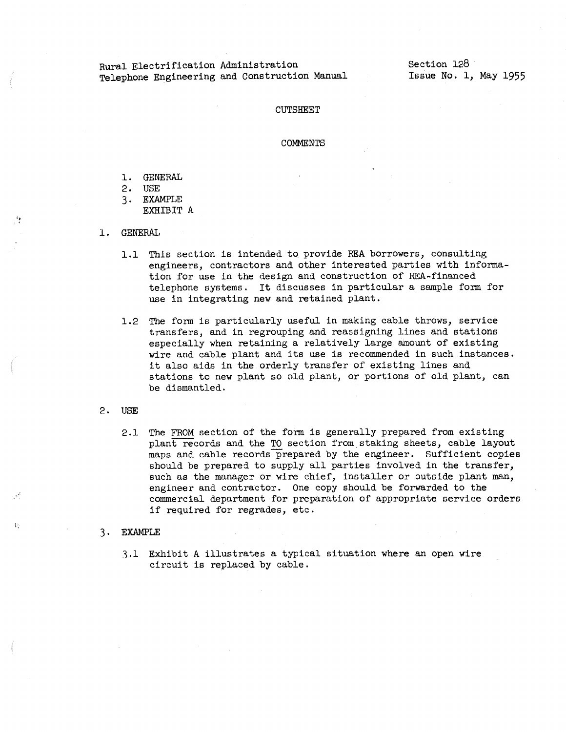Rural Electrification Administration
Telephone Engineering and Construction Manual

Section 128
Issue No. 1, May 1955

# CUTSHEET

## COMMENTS

1. GENERAL
2. USE
3. EXAMPLE
   EXHIBIT A

## 1. GENERAL

1.1 This section is intended to provide REA borrowers, consulting engineers, contractors and other interested parties with information for use in the design and construction of REA-financed telephone systems. It discusses in particular a sample form for use in integrating new and retained plant.

1.2 The form is particularly useful in making cable throws, service transfers, and in regrouping and reassigning lines and stations especially when retaining a relatively large amount of existing wire and cable plant and its use is recommended in such instances. It also aids in the orderly transfer of existing lines and stations to new plant so old plant, or portions of old plant, can be dismantled.

## 2. USE

2.1 The FROM section of the form is generally prepared from existing plant records and the TO section from staking sheets, cable layout maps and cable records prepared by the engineer. Sufficient copies should be prepared to supply all parties involved in the transfer, such as the manager or wire chief, installer or outside plant man, engineer and contractor. One copy should be forwarded to the commercial department for preparation of appropriate service orders if required for regrades, etc.

## 3. EXAMPLE

3.1 Exhibit A illustrates a typical situation where an open wire circuit is replaced by cable.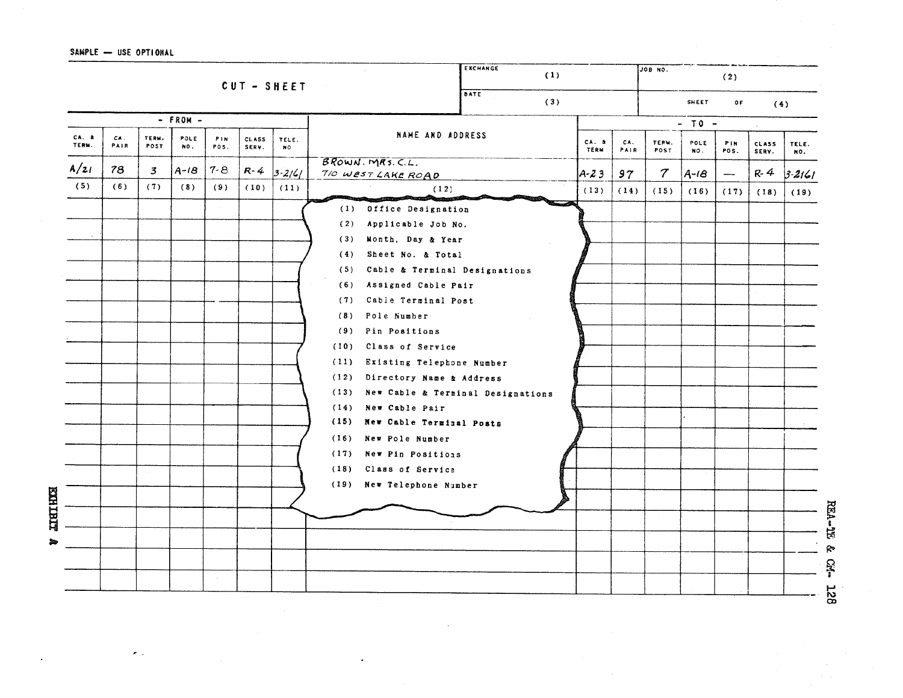SAMPLE — USE OPTIONAL

# CUT - SHEET

| | | | |
|---|---|---|---|
| EXCHANGE | (1) | JOB NO. | (2) |
| DATE | (3) | SHEET OF | (4) |

| - FROM - | | | | | | | | - TO - | | | | | | |
|---|---|---|---|---|---|---|---|---|---|---|---|---|---|---|
| CA. & TERM. | CA. PAIR | TERM. POST | POLE NO. | PIN POS. | CLASS SERV. | TELE. NO | NAME AND ADDRESS | CA. & TERM | CA. PAIR | TERM. POST | POLE NO. | PIN POS. | CLASS SERV. | TELE. NO. |
| A/21 | 78 | 3 | A-18 | 7-8 | R-4 | 3-2161 | BROWN. MRS. C.L. 710 WEST LAKE ROAD | A-23 | 97 | 7 | A-18 | — | R-4 | 3-2161 |
| (5) | (6) | (7) | (8) | (9) | (10) | (11) | (12) | (13) | (14) | (15) | (16) | (17) | (18) | (19) |

(1) Office Designation
(2) Applicable Job No.
(3) Month, Day & Year
(4) Sheet No. & Total
(5) Cable & Terminal Designations
(6) Assigned Cable Pair
(7) Cable Terminal Post
(8) Pole Number
(9) Pin Positions
(10) Class of Service
(11) Existing Telephone Number
(12) Directory Name & Address
(13) New Cable & Terminal Designations
(14) New Cable Pair
(15) New Cable Terminal Posts
(16) New Pole Number
(17) New Pin Positions
(18) Class of Service
(19) New Telephone Number

EXHIBIT A

REA-TE & CM-128